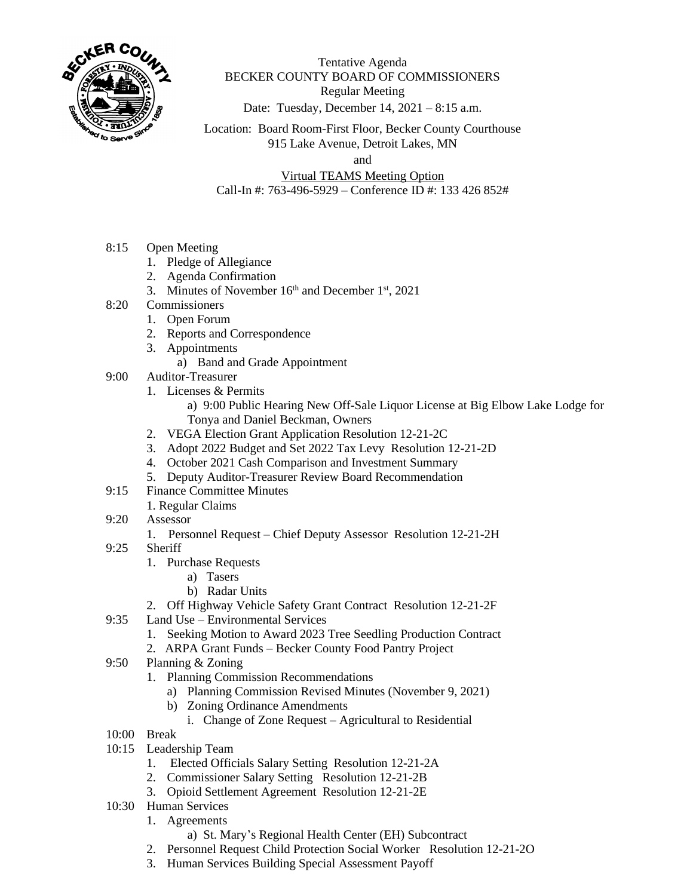Tentative Agenda
BECKER COUNTY BOARD OF COMMISSIONERS
Regular Meeting
Date: Tuesday, December 14, 2021 – 8:15 a.m.

Location: Board Room-First Floor, Becker County Courthouse
915 Lake Avenue, Detroit Lakes, MN
and
Virtual TEAMS Meeting Option
Call-In #: 763-496-5929 – Conference ID #: 133 426 852#

8:15 Open Meeting
1. Pledge of Allegiance
2. Agenda Confirmation
3. Minutes of November 16th and December 1st, 2021

8:20 Commissioners
1. Open Forum
2. Reports and Correspondence
3. Appointments
   a) Band and Grade Appointment

9:00 Auditor-Treasurer
1. Licenses & Permits
   a) 9:00 Public Hearing New Off-Sale Liquor License at Big Elbow Lake Lodge for Tonya and Daniel Beckman, Owners
2. VEGA Election Grant Application Resolution 12-21-2C
3. Adopt 2022 Budget and Set 2022 Tax Levy Resolution 12-21-2D
4. October 2021 Cash Comparison and Investment Summary
5. Deputy Auditor-Treasurer Review Board Recommendation

9:15 Finance Committee Minutes
1. Regular Claims

9:20 Assessor
1. Personnel Request – Chief Deputy Assessor Resolution 12-21-2H

9:25 Sheriff
1. Purchase Requests
   a) Tasers
   b) Radar Units
2. Off Highway Vehicle Safety Grant Contract Resolution 12-21-2F

9:35 Land Use – Environmental Services
1. Seeking Motion to Award 2023 Tree Seedling Production Contract
2. ARPA Grant Funds – Becker County Food Pantry Project

9:50 Planning & Zoning
1. Planning Commission Recommendations
   a) Planning Commission Revised Minutes (November 9, 2021)
   b) Zoning Ordinance Amendments
      i. Change of Zone Request – Agricultural to Residential

10:00 Break

10:15 Leadership Team
1. Elected Officials Salary Setting Resolution 12-21-2A
2. Commissioner Salary Setting Resolution 12-21-2B
3. Opioid Settlement Agreement Resolution 12-21-2E

10:30 Human Services
1. Agreements
   a) St. Mary's Regional Health Center (EH) Subcontract
2. Personnel Request Child Protection Social Worker Resolution 12-21-2O
3. Human Services Building Special Assessment Payoff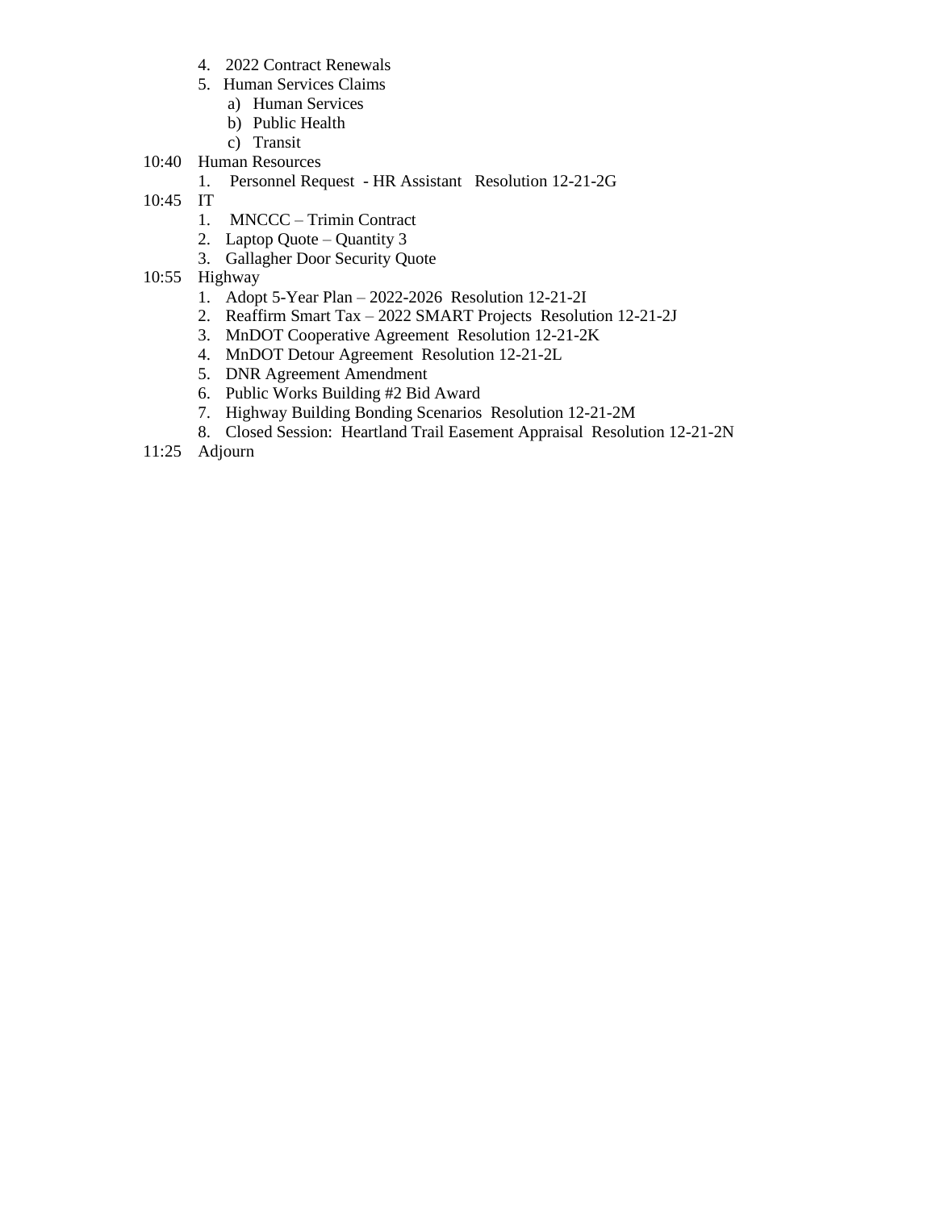4. 2022 Contract Renewals
5. Human Services Claims
    a) Human Services
    b) Public Health
    c) Transit

10:40 Human Resources

1. Personnel Request - HR Assistant Resolution 12-21-2G

10:45 IT

1. MNCCC – Trimin Contract
2. Laptop Quote – Quantity 3
3. Gallagher Door Security Quote

10:55 Highway

1. Adopt 5-Year Plan – 2022-2026 Resolution 12-21-2I
2. Reaffirm Smart Tax – 2022 SMART Projects Resolution 12-21-2J
3. MnDOT Cooperative Agreement Resolution 12-21-2K
4. MnDOT Detour Agreement Resolution 12-21-2L
5. DNR Agreement Amendment
6. Public Works Building #2 Bid Award
7. Highway Building Bonding Scenarios Resolution 12-21-2M
8. Closed Session: Heartland Trail Easement Appraisal Resolution 12-21-2N

11:25 Adjourn